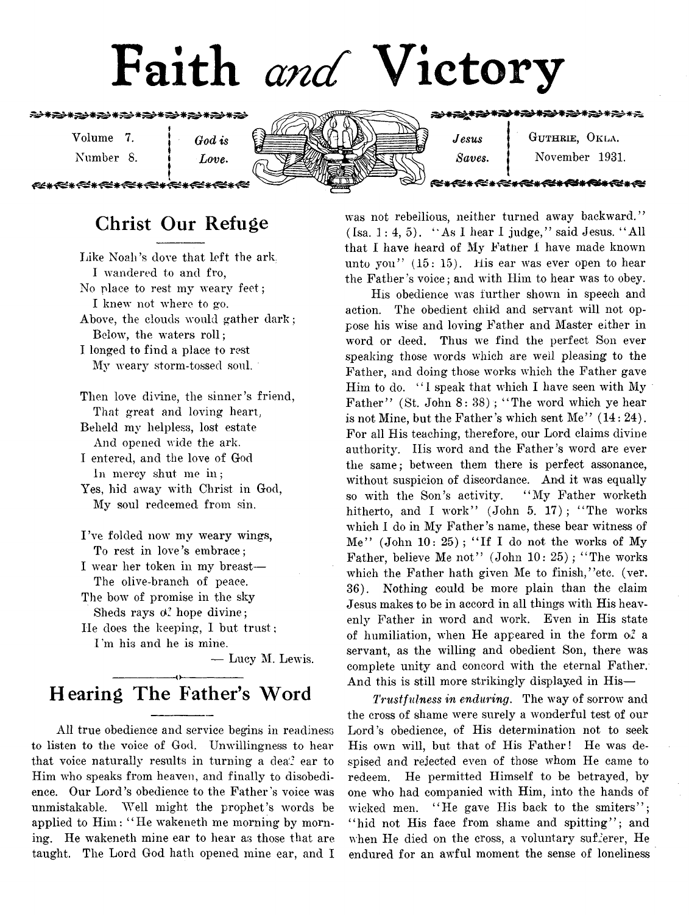# Faith *and* Victory

Volume 7. Number 8. | *God is Love.* | *Jesus Saves.* | Guthrie, Okla. November 1931.

## Christ Our Refuge

Like Noah's dove that left the ark  
I wandered to and fro,  
No place to rest my weary feet;  
I knew not where to go.  
Above, the clouds would gather dark;  
Below, the waters roll;  
I longed to find a place to rest  
My weary storm-tossed soul.

Then love divine, the sinner's friend,  
That great and loving heart,  
Beheld my helpless, lost estate  
And opened wide the ark.  
I entered, and the love of God  
In mercy shut me in;  
Yes, hid away with Christ in God,  
My soul redeemed from sin.

I've folded now my weary wings,  
To rest in love's embrace;  
I wear her token in my breast—  
The olive-branch of peace.  
The bow of promise in the sky  
Sheds rays of hope divine;  
He does the keeping, I but trust;  
I'm his and he is mine.

— Lucy M. Lewis.

## Hearing The Father's Word

All true obedience and service begins in readiness to listen to the voice of God. Unwillingness to hear that voice naturally results in turning a deaf ear to Him who speaks from heaven, and finally to disobedience. Our Lord's obedience to the Father's voice was unmistakable. Well might the prophet's words be applied to Him: "He wakeneth me morning by morning. He wakeneth mine ear to hear as those that are taught. The Lord God hath opened mine ear, and I was not rebellious, neither turned away backward." (Isa. 1: 4, 5). "As I hear I judge," said Jesus. "All that I have heard of My Father I have made known unto you" (15: 15). His ear was ever open to hear the Father's voice; and with Him to hear was to obey.

His obedience was further shown in speech and action. The obedient child and servant will not oppose his wise and loving Father and Master either in word or deed. Thus we find the perfect Son ever speaking those words which are well pleasing to the Father, and doing those works which the Father gave Him to do. "I speak that which I have seen with My Father" (St. John 8: 38); "The word which ye hear is not Mine, but the Father's which sent Me" (14: 24). For all His teaching, therefore, our Lord claims divine authority. His word and the Father's word are ever the same; between them there is perfect assonance, without suspicion of discordance. And it was equally so with the Son's activity. "My Father worketh hitherto, and I work" (John 5. 17); "The works which I do in My Father's name, these bear witness of Me" (John 10: 25); "If I do not the works of My Father, believe Me not" (John 10: 25); "The works which the Father hath given Me to finish," etc. (ver. 36). Nothing could be more plain than the claim Jesus makes to be in accord in all things with His heavenly Father in word and work. Even in His state of humiliation, when He appeared in the form of a servant, as the willing and obedient Son, there was complete unity and concord with the eternal Father. And this is still more strikingly displayed in His—

*Trustfulness in enduring.* The way of sorrow and the cross of shame were surely a wonderful test of our Lord's obedience, of His determination not to seek His own will, but that of His Father! He was despised and rejected even of those whom He came to redeem. He permitted Himself to be betrayed, by one who had companied with Him, into the hands of wicked men. "He gave His back to the smiters"; "hid not His face from shame and spitting"; and when He died on the cross, a voluntary sufferer, He endured for an awful moment the sense of loneliness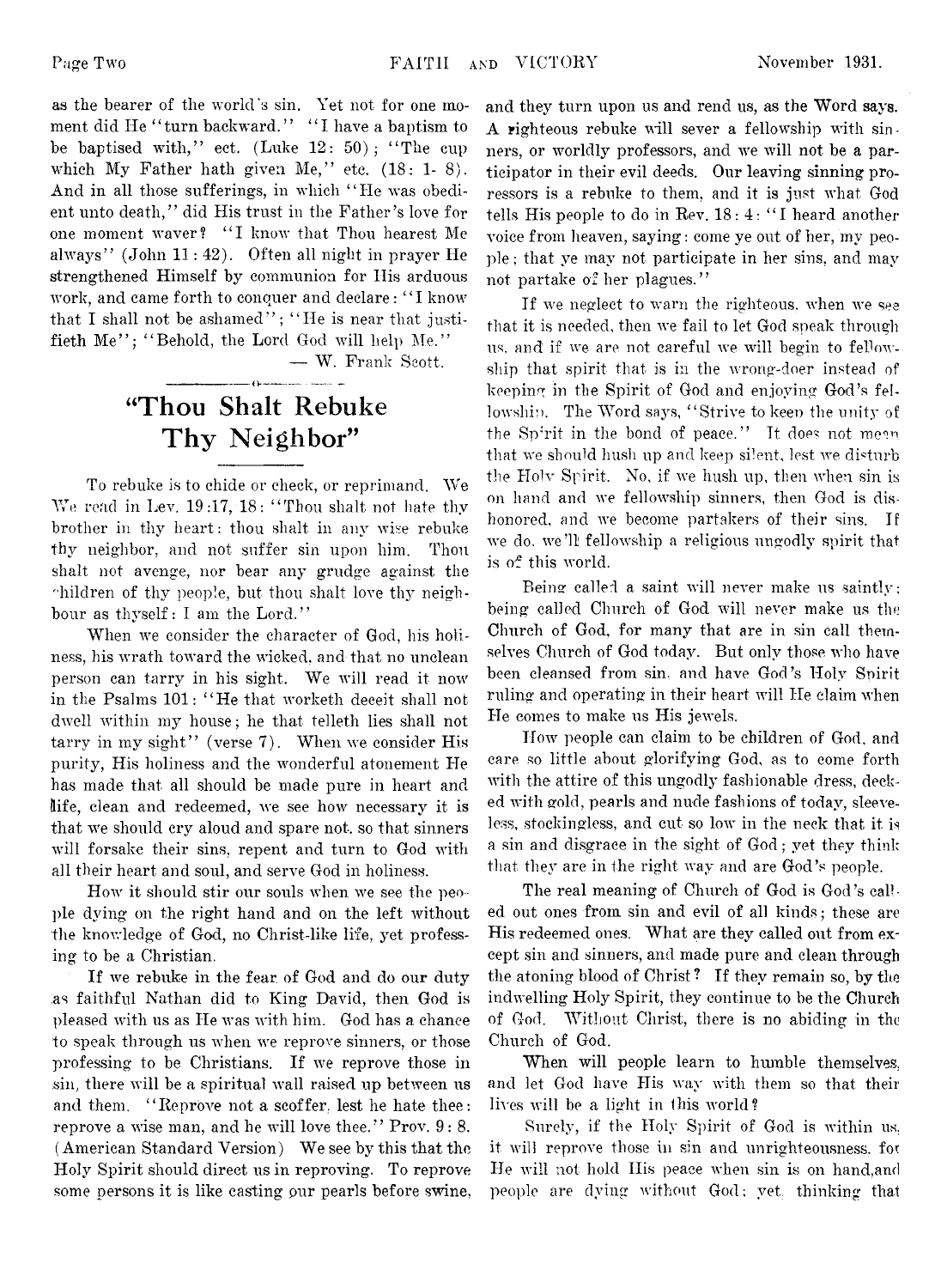as the bearer of the world's sin. Yet not for one moment did He "turn backward." "I have a baptism to be baptised with," ect. (Luke 12: 50); "The cup which My Father hath given Me," etc. (18: 1- 8). And in all those sufferings, in which "He was obedient unto death," did His trust in the Father's love for one moment waver? "I know that Thou hearest Me always" (John 11: 42). Often all night in prayer He strengthened Himself by communion for His arduous work, and came forth to conquer and declare: "I know that I shall not be ashamed"; "He is near that justifieth Me"; "Behold, the Lord God will help Me."

— W. Frank Scott.

## "Thou Shalt Rebuke Thy Neighbor"

To rebuke is to chide or check, or reprimand. We We read in Lev. 19:17, 18: "Thou shalt not hate thy brother in thy heart: thou shalt in any wise rebuke thy neighbor, and not suffer sin upon him. Thou shalt not avenge, nor bear any grudge against the children of thy people, but thou shalt love thy neighbour as thyself: I am the Lord."

When we consider the character of God, his holiness, his wrath toward the wicked, and that no unclean person can tarry in his sight. We will read it now in the Psalms 101: "He that worketh deceit shall not dwell within my house; he that telleth lies shall not tarry in my sight" (verse 7). When we consider His purity, His holiness and the wonderful atonement He has made that all should be made pure in heart and life, clean and redeemed, we see how necessary it is that we should cry aloud and spare not. so that sinners will forsake their sins, repent and turn to God with all their heart and soul, and serve God in holiness.

How it should stir our souls when we see the people dying on the right hand and on the left without the knowledge of God, no Christ-like life, yet professing to be a Christian.

If we rebuke in the fear of God and do our duty as faithful Nathan did to King David, then God is pleased with us as He was with him. God has a chance to speak through us when we reprove sinners, or those professing to be Christians. If we reprove those in sin, there will be a spiritual wall raised up between us and them. "Reprove not a scoffer, lest he hate thee: reprove a wise man, and he will love thee." Prov. 9: 8. (American Standard Version) We see by this that the Holy Spirit should direct us in reproving. To reprove some persons it is like casting our pearls before swine, and they turn upon us and rend us, as the Word says. A righteous rebuke will sever a fellowship with sinners, or worldly professors, and we will not be a participator in their evil deeds. Our leaving sinning proressors is a rebuke to them, and it is just what God tells His people to do in Rev. 18: 4: "I heard another voice from heaven, saying: come ye out of her, my people; that ye may not participate in her sins, and may not partake of her plagues."

If we neglect to warn the righteous, when we see that it is needed, then we fail to let God speak through us, and if we are not careful we will begin to fellowship that spirit that is in the wrong-doer instead of keeping in the Spirit of God and enjoying God's fellowship. The Word says, "Strive to keep the unity of the Spirit in the bond of peace." It does not mean that we should hush up and keep silent, lest we disturb the Holy Spirit. No, if we hush up, then when sin is on hand and we fellowship sinners, then God is dishonored, and we become partakers of their sins. If we do, we'll fellowship a religious ungodly spirit that is of this world.

Being called a saint will never make us saintly; being called Church of God will never make us the Church of God, for many that are in sin call themselves Church of God today. But only those who have been cleansed from sin, and have God's Holy Spirit ruling and operating in their heart will He claim when He comes to make us His jewels.

How people can claim to be children of God, and care so little about glorifying God, as to come forth with the attire of this ungodly fashionable dress, decked with gold, pearls and nude fashions of today, sleeveless, stockingless, and cut so low in the neck that it is a sin and disgrace in the sight of God; yet they think that they are in the right way and are God's people.

The real meaning of Church of God is God's called out ones from sin and evil of all kinds; these are His redeemed ones. What are they called out from except sin and sinners, and made pure and clean through the atoning blood of Christ? If they remain so, by the indwelling Holy Spirit, they continue to be the Church of God. Without Christ, there is no abiding in the Church of God.

When will people learn to humble themselves, and let God have His way with them so that their lives will be a light in this world?

Surely, if the Holy Spirit of God is within us, it will reprove those in sin and unrighteousness. for He will not hold His peace when sin is on hand, and people are dying without God; yet, thinking that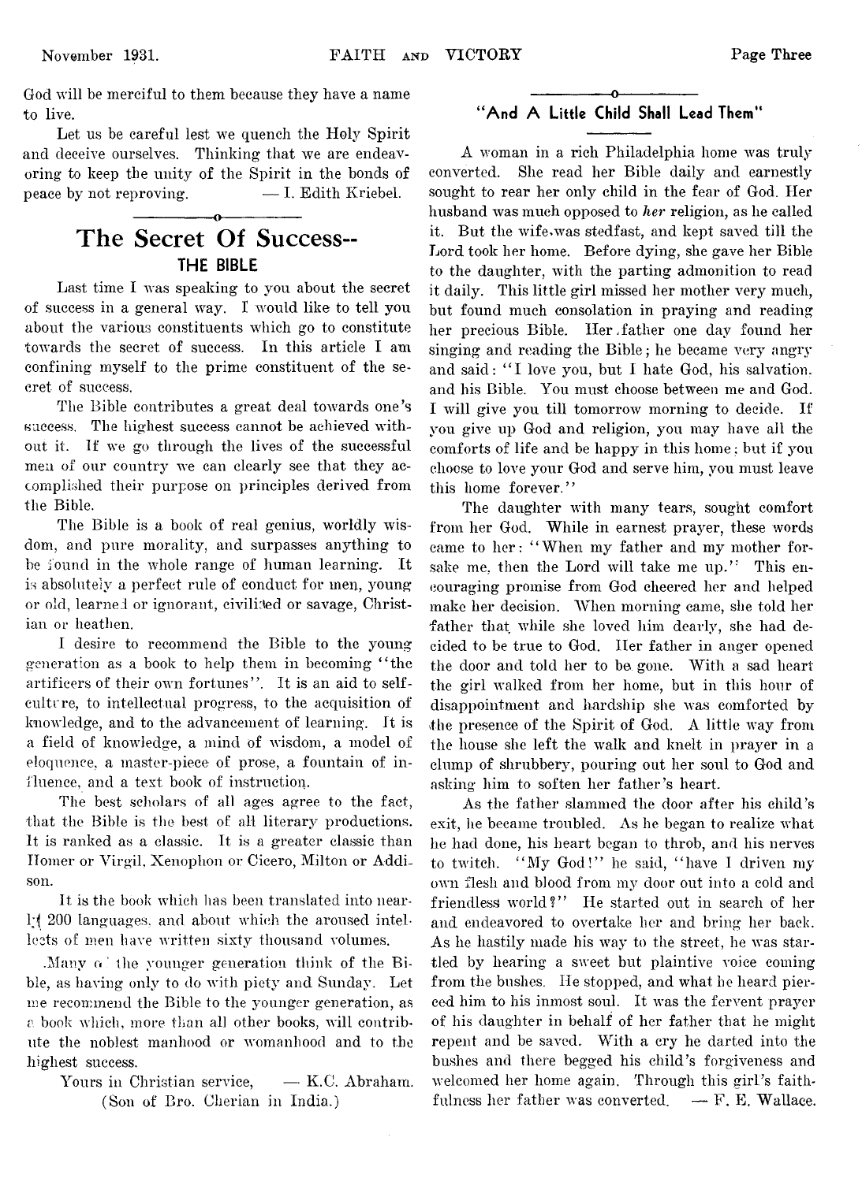God will be merciful to them because they have a name to live.

Let us be careful lest we quench the Holy Spirit and deceive ourselves. Thinking that we are endeavoring to keep the unity of the Spirit in the bonds of peace by not reproving. — I. Edith Kriebel.

# The Secret Of Success--

## THE BIBLE

Last time I was speaking to you about the secret of success in a general way. I would like to tell you about the various constituents which go to constitute towards the secret of success. In this article I am confining myself to the prime constituent of the secret of success.

The Bible contributes a great deal towards one's success. The highest success cannot be achieved without it. If we go through the lives of the successful men of our country we can clearly see that they accomplished their purpose on principles derived from the Bible.

The Bible is a book of real genius, worldly wisdom, and pure morality, and surpasses anything to be found in the whole range of human learning. It is absolutely a perfect rule of conduct for men, young or old, learned or ignorant, civilized or savage, Christian or heathen.

I desire to recommend the Bible to the young generation as a book to help them in becoming "the artificers of their own fortunes". It is an aid to self-culture, to intellectual progress, to the acquisition of knowledge, and to the advancement of learning. It is a field of knowledge, a mind of wisdom, a model of eloquence, a master-piece of prose, a fountain of influence, and a text book of instruction.

The best scholars of all ages agree to the fact, that the Bible is the best of all literary productions. It is ranked as a classic. It is a greater classic than Homer or Virgil, Xenophon or Cicero, Milton or Addison.

It is the book which has been translated into nearly 200 languages, and about which the aroused intellects of men have written sixty thousand volumes.

Many of the younger generation think of the Bible, as having only to do with piety and Sunday. Let me recommend the Bible to the younger generation, as a book which, more than all other books, will contribute the noblest manhood or womanhood and to the highest success.

Yours in Christian service, — K.C. Abraham.
(Son of Bro. Cherian in India.)

## "And A Little Child Shall Lead Them"

A woman in a rich Philadelphia home was truly converted. She read her Bible daily and earnestly sought to rear her only child in the fear of God. Her husband was much opposed to *her* religion, as he called it. But the wife was stedfast, and kept saved till the Lord took her home. Before dying, she gave her Bible to the daughter, with the parting admonition to read it daily. This little girl missed her mother very much, but found much consolation in praying and reading her precious Bible. Her father one day found her singing and reading the Bible; he became very angry and said: "I love you, but I hate God, his salvation, and his Bible. You must choose between me and God. I will give you till tomorrow morning to decide. If you give up God and religion, you may have all the comforts of life and be happy in this home; but if you choose to love your God and serve him, you must leave this home forever."

The daughter with many tears, sought comfort from her God. While in earnest prayer, these words came to her: "When my father and my mother forsake me, then the Lord will take me up." This encouraging promise from God cheered her and helped make her decision. When morning came, she told her father that while she loved him dearly, she had decided to be true to God. Her father in anger opened the door and told her to be gone. With a sad heart the girl walked from her home, but in this hour of disappointment and hardship she was comforted by the presence of the Spirit of God. A little way from the house she left the walk and knelt in prayer in a clump of shrubbery, pouring out her soul to God and asking him to soften her father's heart.

As the father slammed the door after his child's exit, he became troubled. As he began to realize what he had done, his heart began to throb, and his nerves to twitch. "My God!" he said, "have I driven my own flesh and blood from my door out into a cold and friendless world?" He started out in search of her and endeavored to overtake her and bring her back. As he hastily made his way to the street, he was startled by hearing a sweet but plaintive voice coming from the bushes. He stopped, and what he heard pierced him to his inmost soul. It was the fervent prayer of his daughter in behalf of her father that he might repent and be saved. With a cry he darted into the bushes and there begged his child's forgiveness and welcomed her home again. Through this girl's faithfulness her father was converted. — F. E. Wallace.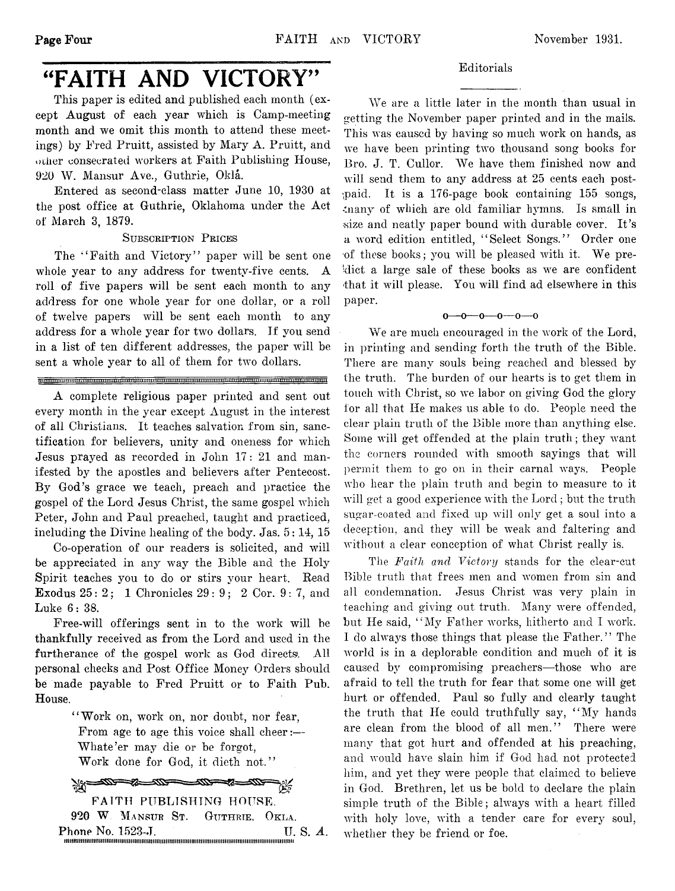# "FAITH AND VICTORY"

This paper is edited and published each month (except August of each year which is Camp-meeting month and we omit this month to attend these meetings) by Fred Pruitt, assisted by Mary A. Pruitt, and other consecrated workers at Faith Publishing House, 920 W. Mansur Ave., Guthrie, Okla.

Entered as second-class matter June 10, 1930 at the post office at Guthrie, Oklahoma under the Act of March 3, 1879.

SUBSCRIPTION PRICES

The "Faith and Victory" paper will be sent one whole year to any address for twenty-five cents. A roll of five papers will be sent each month to any address for one whole year for one dollar, or a roll of twelve papers will be sent each month to any address for a whole year for two dollars. If you send in a list of ten different addresses, the paper will be sent a whole year to all of them for two dollars.

---

A complete religious paper printed and sent out every month in the year except August in the interest of all Christians. It teaches salvation from sin, sanctification for believers, unity and oneness for which Jesus prayed as recorded in John 17: 21 and manifested by the apostles and believers after Pentecost. By God's grace we teach, preach and practice the gospel of the Lord Jesus Christ, the same gospel which Peter, John and Paul preached, taught and practiced, including the Divine healing of the body. Jas. 5: 14, 15

Co-operation of our readers is solicited, and will be appreciated in any way the Bible and the Holy Spirit teaches you to do or stirs your heart. Read Exodus 25: 2; 1 Chronicles 29: 9; 2 Cor. 9: 7, and Luke 6: 38.

Free-will offerings sent in to the work will be thankfully received as from the Lord and used in the furtherance of the gospel work as God directs. All personal checks and Post Office Money Orders should be made payable to Fred Pruitt or to Faith Pub. House.

"Work on, work on, nor doubt, nor fear,
From age to age this voice shall cheer:—
Whate'er may die or be forgot,
Work done for God, it dieth not."

FAITH PUBLISHING HOUSE.
920 W. MANSUR ST. GUTHRIE, OKLA.
Phone No. 1523-J. U. S. A.

## Editorials

We are a little later in the month than usual in getting the November paper printed and in the mails. This was caused by having so much work on hands, as we have been printing two thousand song books for Bro. J. T. Cullor. We have them finished now and will send them to any address at 25 cents each postpaid. It is a 176-page book containing 155 songs, many of which are old familiar hymns. Is small in size and neatly paper bound with durable cover. It's a word edition entitled, "Select Songs." Order one of these books; you will be pleased with it. We predict a large sale of these books as we are confident that it will please. You will find ad elsewhere in this paper.

o—o—o—o—o—o

We are much encouraged in the work of the Lord, in printing and sending forth the truth of the Bible. There are many souls being reached and blessed by the truth. The burden of our hearts is to get them in touch with Christ, so we labor on giving God the glory for all that He makes us able to do. People need the clear plain truth of the Bible more than anything else. Some will get offended at the plain truth; they want the corners rounded with smooth sayings that will permit them to go on in their carnal ways. People who hear the plain truth and begin to measure to it will get a good experience with the Lord; but the truth sugar-coated and fixed up will only get a soul into a deception, and they will be weak and faltering and without a clear conception of what Christ really is.

The *Faith and Victory* stands for the clear-cut Bible truth that frees men and women from sin and all condemnation. Jesus Christ was very plain in teaching and giving out truth. Many were offended, but He said, "My Father works, hitherto and I work. I do always those things that please the Father." The world is in a deplorable condition and much of it is caused by compromising preachers—those who are afraid to tell the truth for fear that some one will get hurt or offended. Paul so fully and clearly taught the truth that He could truthfully say, "My hands are clean from the blood of all men." There were many that got hurt and offended at his preaching, and would have slain him if God had not protected him, and yet they were people that claimed to believe in God. Brethren, let us be bold to declare the plain simple truth of the Bible; always with a heart filled with holy love, with a tender care for every soul, whether they be friend or foe.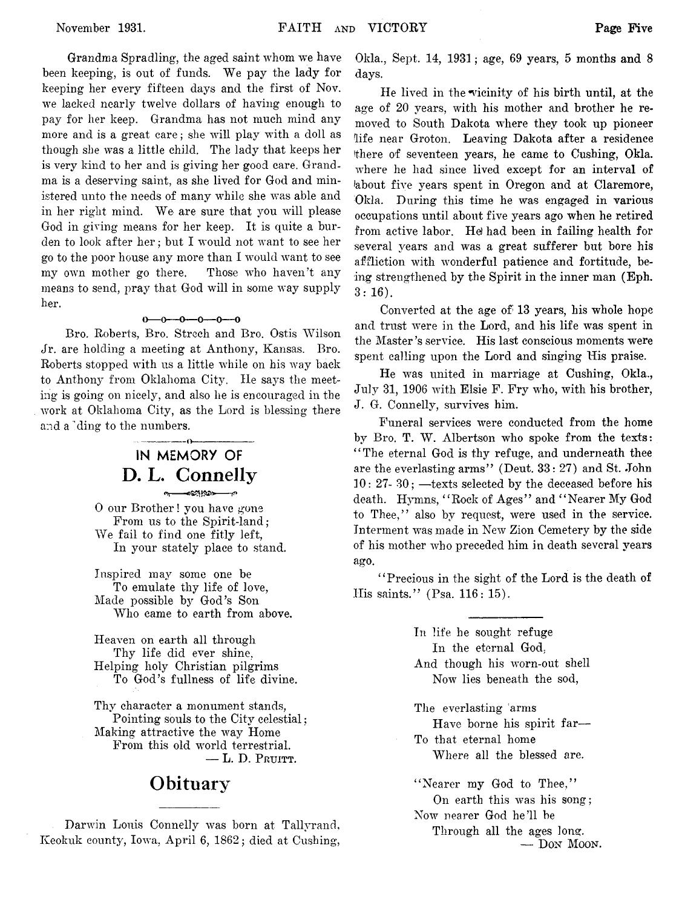Grandma Spradling, the aged saint whom we have been keeping, is out of funds. We pay the lady for keeping her every fifteen days and the first of Nov. we lacked nearly twelve dollars of having enough to pay for her keep. Grandma has not much mind any more and is a great care; she will play with a doll as though she was a little child. The lady that keeps her is very kind to her and is giving her good care. Grandma is a deserving saint, as she lived for God and ministered unto the needs of many while she was able and in her right mind. We are sure that you will please God in giving means for her keep. It is quite a burden to look after her; but I would not want to see her go to the poor house any more than I would want to see my own mother go there. Those who haven't any means to send, pray that God will in some way supply her.

o—o—o—o—o—o

Bro. Roberts, Bro. Strech and Bro. Ostis Wilson Jr. are holding a meeting at Anthony, Kansas. Bro. Roberts stopped with us a little while on his way back to Anthony from Oklahoma City. He says the meeting is going on nicely, and also he is encouraged in the work at Oklahoma City, as the Lord is blessing there and adding to the numbers.

## IN MEMORY OF D. L. Connelly

O our Brother! you have gone
From us to the Spirit-land;
We fail to find one fitly left,
In your stately place to stand.

Inspired may some one be
To emulate thy life of love,
Made possible by God's Son
Who came to earth from above.

Heaven on earth all through
Thy life did ever shine,
Helping holy Christian pilgrims
To God's fullness of life divine.

Thy character a monument stands,
Pointing souls to the City celestial;
Making attractive the way Home
From this old world terrestrial.

— L. D. Pruitt.

## Obituary

Darwin Louis Connelly was born at Tallyrand, Keokuk county, Iowa, April 6, 1862; died at Cushing, Okla., Sept. 14, 1931; age, 69 years, 5 months and 8 days.

He lived in the vicinity of his birth until, at the age of 20 years, with his mother and brother he removed to South Dakota where they took up pioneer life near Groton. Leaving Dakota after a residence there of seventeen years, he came to Cushing, Okla. where he had since lived except for an interval of about five years spent in Oregon and at Claremore, Okla. During this time he was engaged in various occupations until about five years ago when he retired from active labor. He had been in failing health for several years and was a great sufferer but bore his affliction with wonderful patience and fortitude, being strengthened by the Spirit in the inner man (Eph. 3: 16).

Converted at the age of 13 years, his whole hope and trust were in the Lord, and his life was spent in the Master's service. His last conscious moments were spent calling upon the Lord and singing His praise.

He was united in marriage at Cushing, Okla., July 31, 1906 with Elsie F. Fry who, with his brother, J. G. Connelly, survives him.

Funeral services were conducted from the home by Bro. T. W. Albertson who spoke from the texts: "The eternal God is thy refuge, and underneath thee are the everlasting arms" (Deut. 33: 27) and St. John 10: 27- 30; —texts selected by the deceased before his death. Hymns, "Rock of Ages" and "Nearer My God to Thee," also by request, were used in the service. Interment was made in New Zion Cemetery by the side of his mother who preceded him in death several years ago.

"Precious in the sight of the Lord is the death of His saints." (Psa. 116: 15).

---

In life he sought refuge
In the eternal God,
And though his worn-out shell
Now lies beneath the sod,

The everlasting arms
Have borne his spirit far—
To that eternal home
Where all the blessed are.

"Nearer my God to Thee,"
On earth this was his song;
Now nearer God he'll be
Through all the ages long.

— Don Moon.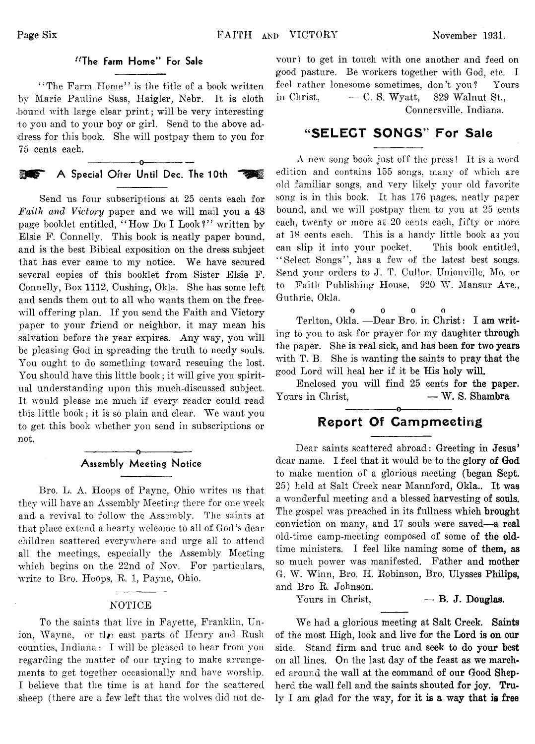### "The Farm Home" For Sale

"The Farm Home" is the title of a book written by Marie Pauline Sass, Haigler, Nebr. It is cloth bound with large clear print; will be very interesting to you and to your boy or girl. Send to the above address for this book. She will postpay them to you for 75 cents each.

### A Special Offer Until Dec. The 10th

Send us four subscriptions at 25 cents each for *Faith and Victory* paper and we will mail you a 48 page booklet entitled, "How Do I Look?" written by Elsie F. Connelly. This book is neatly paper bound, and is the best Bibical exposition on the dress subject that has ever came to my notice. We have secured several copies of this booklet from Sister Elsie F. Connelly, Box 1112, Cushing, Okla. She has some left and sends them out to all who wants them on the free-will offering plan. If you send the Faith and Victory paper to your friend or neighbor, it may mean his salvation before the year expires. Any way, you will be pleasing God in spreading the truth to needy souls. You ought to do something toward rescuing the lost. You should have this little book; it will give you spiritual understanding upon this much-discussed subject. It would please me much if every reader could read this little book; it is so plain and clear. We want you to get this book whether you send in subscriptions or not.

### Assembly Meeting Notice

Bro. L. A. Hoops of Payne, Ohio writes us that they will have an Assembly Meeting there for one week and a revival to follow the Assembly. The saints at that place extend a hearty welcome to all of God's dear children scattered everywhere and urge all to attend all the meetings, especially the Assembly Meeting which begins on the 22nd of Nov. For particulars, write to Bro. Hoops, R. 1, Payne, Ohio.

### NOTICE

To the saints that live in Fayette, Franklin, Union, Wayne, or the east parts of Henry and Rush counties, Indiana: I will be pleased to hear from you regarding the matter of our trying to make arrangements to get together occasionally and have worship. I believe that the time is at hand for the scattered sheep (there are a few left that the wolves did not devour) to get in touch with one another and feed on good pasture. Be workers together with God, etc. I feel rather lonesome sometimes, don't you? Yours in Christ, — C. S. Wyatt, 829 Walnut St., Connersville, Indiana.

## "SELECT SONGS" For Sale

A new song book just off the press! It is a word edition and contains 155 songs, many of which are old familiar songs, and very likely your old favorite song is in this book. It has 176 pages, neatly paper bound, and we will postpay them to you at 25 cents each, twenty or more at 20 cents each, fifty or more at 18 cents each. This is a handy little book as you can slip it into your pocket. This book entitled, "Select Songs", has a few of the latest best songs. Send your orders to J. T. Cullor, Unionville, Mo. or to Faith Publishing House, 920 W. Mansur Ave., Guthrie, Okla.

o o o o

Terlton, Okla. —Dear Bro. in Christ: I am writing to you to ask for prayer for my daughter through the paper. She is real sick, and has been for two years with T. B. She is wanting the saints to pray that the good Lord will heal her if it be His holy will.

Enclosed you will find 25 cents for the paper. Yours in Christ, — W. S. Shambra

## Report Of Campmeeting

Dear saints scattered abroad: Greeting in Jesus' dear name. I feel that it would be to the glory of God to make mention of a glorious meeting (began Sept. 25) held at Salt Creek near Mannford, Okla.. It was a wonderful meeting and a blessed harvesting of souls. The gospel was preached in its fullness which brought conviction on many, and 17 souls were saved—a real old-time camp-meeting composed of some of the old-time ministers. I feel like naming some of them, as so much power was manifested. Father and mother G. W. Winn, Bro. H. Robinson, Bro. Ulysses Philips, and Bro R. Johnson.

Yours in Christ, — B. J. Douglas.

We had a glorious meeting at Salt Creek. Saints of the most High, look and live for the Lord is on our side. Stand firm and true and seek to do your best on all lines. On the last day of the feast as we marched around the wall at the command of our Good Shepherd the wall fell and the saints shouted for joy. Truly I am glad for the way, for it is a way that is free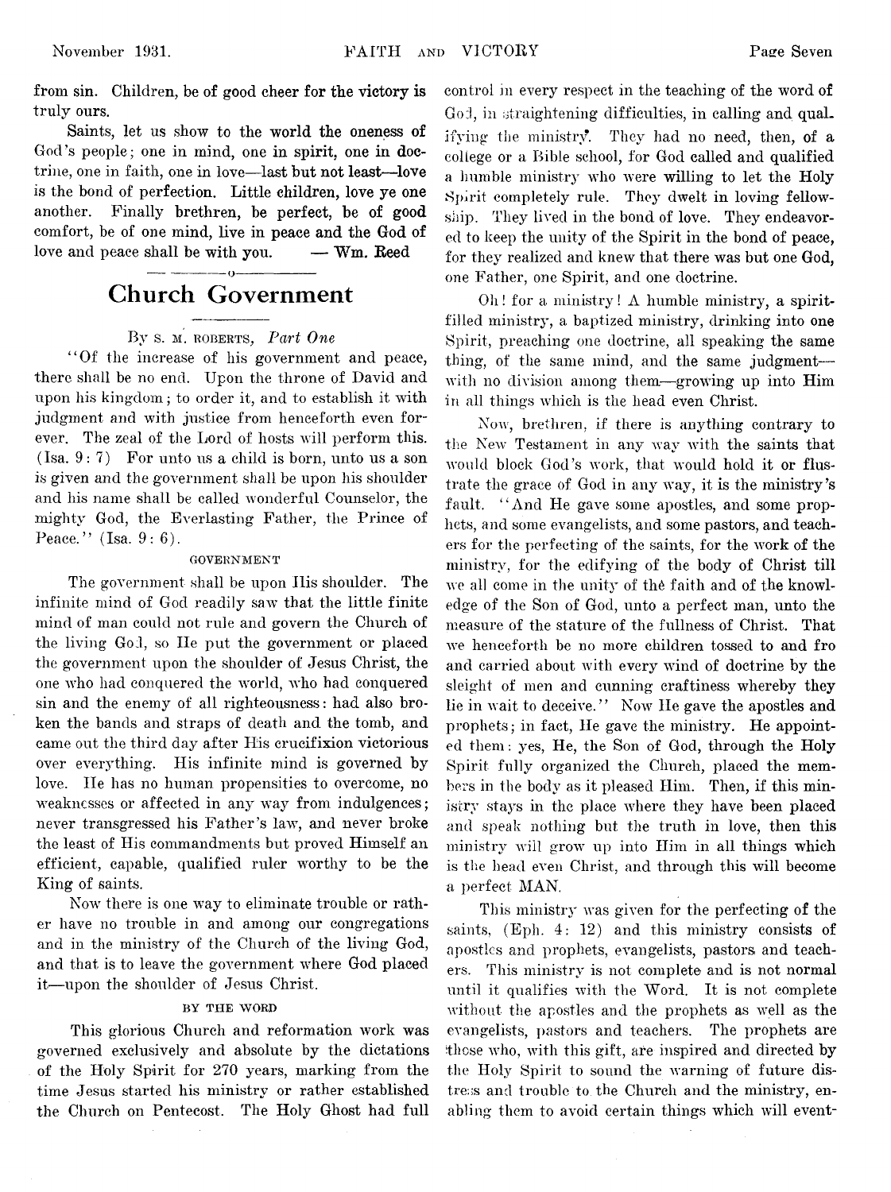from sin. Children, be of good cheer for the victory is truly ours.

Saints, let us show to the world the oneness of God's people; one in mind, one in spirit, one in doctrine, one in faith, one in love—last but not least—love is the bond of perfection. Little children, love ye one another. Finally brethren, be perfect, be of good comfort, be of one mind, live in peace and the God of love and peace shall be with you. — Wm. Reed

# Church Government

By S. M. ROBERTS, *Part One*

"Of the increase of his government and peace, there shall be no end. Upon the throne of David and upon his kingdom; to order it, and to establish it with judgment and with justice from henceforth even forever. The zeal of the Lord of hosts will perform this. (Isa. 9: 7) For unto us a child is born, unto us a son is given and the government shall be upon his shoulder and his name shall be called wonderful Counselor, the mighty God, the Everlasting Father, the Prince of Peace." (Isa. 9: 6).

### GOVERNMENT

The government shall be upon His shoulder. The infinite mind of God readily saw that the little finite mind of man could not rule and govern the Church of the living God, so He put the government or placed the government upon the shoulder of Jesus Christ, the one who had conquered the world, who had conquered sin and the enemy of all righteousness: had also broken the bands and straps of death and the tomb, and came out the third day after His crucifixion victorious over everything. His infinite mind is governed by love. He has no human propensities to overcome, no weaknesses or affected in any way from indulgences; never transgressed his Father's law, and never broke the least of His commandments but proved Himself an efficient, capable, qualified ruler worthy to be the King of saints.

Now there is one way to eliminate trouble or rather have no trouble in and among our congregations and in the ministry of the Church of the living God, and that is to leave the government where God placed it—upon the shoulder of Jesus Christ.

### BY THE WORD

This glorious Church and reformation work was governed exclusively and absolute by the dictations of the Holy Spirit for 270 years, marking from the time Jesus started his ministry or rather established the Church on Pentecost. The Holy Ghost had full control in every respect in the teaching of the word of God, in straightening difficulties, in calling and qualifying the ministry. They had no need, then, of a college or a Bible school, for God called and qualified a humble ministry who were willing to let the Holy Spirit completely rule. They dwelt in loving fellowship. They lived in the bond of love. They endeavored to keep the unity of the Spirit in the bond of peace, for they realized and knew that there was but one God, one Father, one Spirit, and one doctrine.

Oh! for a ministry! A humble ministry, a spirit-filled ministry, a baptized ministry, drinking into one Spirit, preaching one doctrine, all speaking the same thing, of the same mind, and the same judgment—with no division among them—growing up into Him in all things which is the head even Christ.

Now, brethren, if there is anything contrary to the New Testament in any way with the saints that would block God's work, that would hold it or flustrate the grace of God in any way, it is the ministry's fault. "And He gave some apostles, and some prophets, and some evangelists, and some pastors, and teachers for the perfecting of the saints, for the work of the ministry, for the edifying of the body of Christ till we all come in the unity of the faith and of the knowledge of the Son of God, unto a perfect man, unto the measure of the stature of the fullness of Christ. That we henceforth be no more children tossed to and fro and carried about with every wind of doctrine by the sleight of men and cunning craftiness whereby they lie in wait to deceive." Now He gave the apostles and prophets; in fact, He gave the ministry. He appointed them: yes, He, the Son of God, through the Holy Spirit fully organized the Church, placed the members in the body as it pleased Him. Then, if this ministry stays in the place where they have been placed and speak nothing but the truth in love, then this ministry will grow up into Him in all things which is the head even Christ, and through this will become a perfect MAN.

This ministry was given for the perfecting of the saints, (Eph. 4: 12) and this ministry consists of apostles and prophets, evangelists, pastors and teachers. This ministry is not complete and is not normal until it qualifies with the Word. It is not complete without the apostles and the prophets as well as the evangelists, pastors and teachers. The prophets are those who, with this gift, are inspired and directed by the Holy Spirit to sound the warning of future distress and trouble to the Church and the ministry, enabling them to avoid certain things which will event-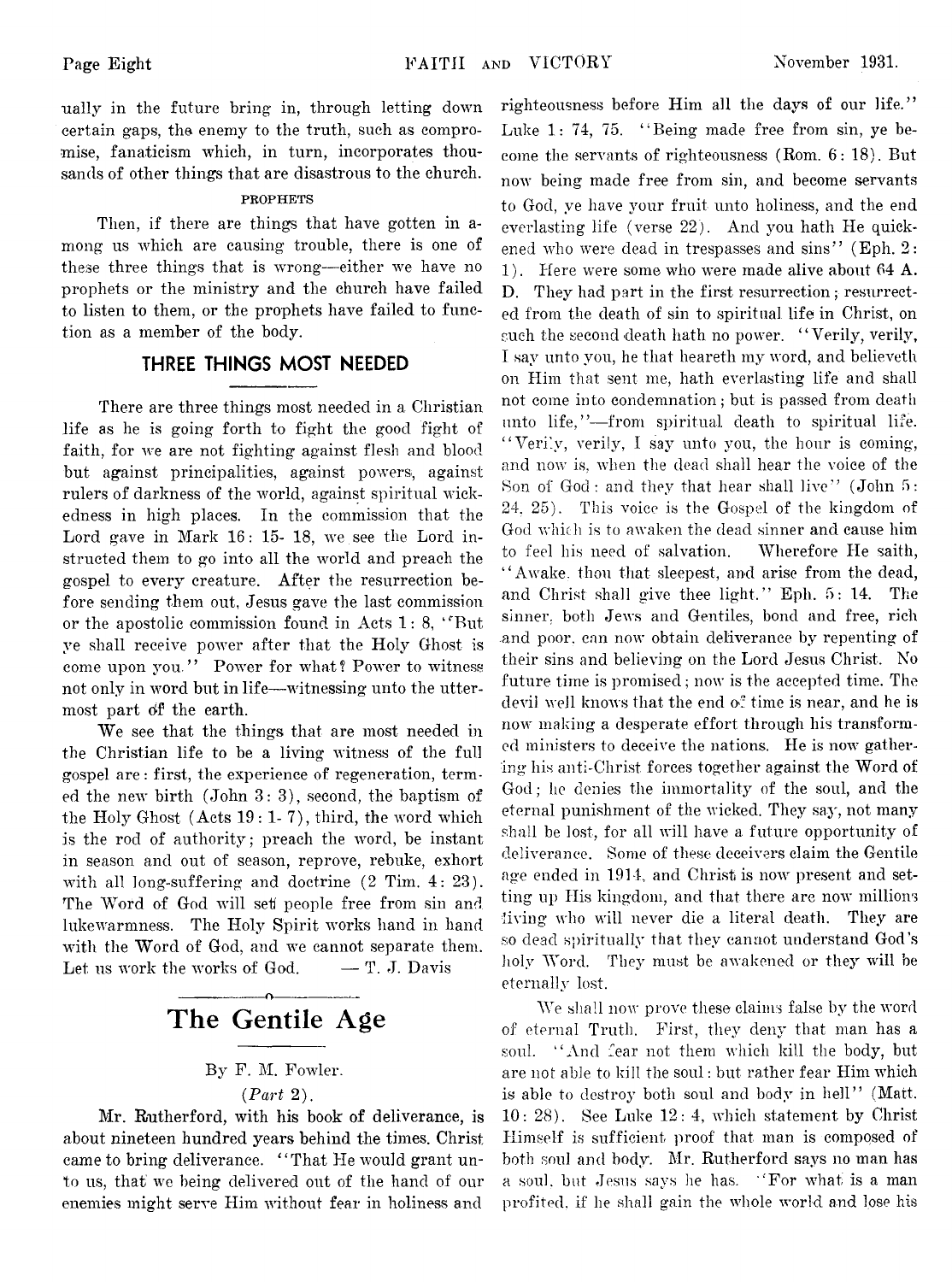ually in the future bring in, through letting down certain gaps, the enemy to the truth, such as compromise, fanaticism which, in turn, incorporates thousands of other things that are disastrous to the church.

**PROPHETS**

Then, if there are things that have gotten in among us which are causing trouble, there is one of these three things that is wrong—either we have no prophets or the ministry and the church have failed to listen to them, or the prophets have failed to function as a member of the body.

## THREE THINGS MOST NEEDED

There are three things most needed in a Christian life as he is going forth to fight the good fight of faith, for we are not fighting against flesh and blood but against principalities, against powers, against rulers of darkness of the world, against spiritual wickedness in high places. In the commission that the Lord gave in Mark 16: 15- 18, we see the Lord instructed them to go into all the world and preach the gospel to every creature. After the resurrection before sending them out, Jesus gave the last commission or the apostolic commission found in Acts 1: 8, "But ye shall receive power after that the Holy Ghost is come upon you." Power for what? Power to witness not only in word but in life—witnessing unto the uttermost part of the earth.

We see that the things that are most needed in the Christian life to be a living witness of the full gospel are: first, the experience of regeneration, termed the new birth (John 3: 3), second, the baptism of the Holy Ghost (Acts 19: 1- 7), third, the word which is the rod of authority; preach the word, be instant in season and out of season, reprove, rebuke, exhort with all long-suffering and doctrine (2 Tim. 4: 23). The Word of God will set people free from sin and lukewarmness. The Holy Spirit works hand in hand with the Word of God, and we cannot separate them. Let us work the works of God. — T. J. Davis

# The Gentile Age

By F. M. Fowler.

(*Part* 2).

Mr. Rutherford, with his book of deliverance, is about nineteen hundred years behind the times. Christ came to bring deliverance. "That He would grant unto us, that we being delivered out of the hand of our enemies might serve Him without fear in holiness and righteousness before Him all the days of our life." Luke 1: 74, 75. "Being made free from sin, ye become the servants of righteousness (Rom. 6: 18). But now being made free from sin, and become servants to God, ye have your fruit unto holiness, and the end everlasting life (verse 22). And you hath He quickened who were dead in trespasses and sins" (Eph. 2: 1). Here were some who were made alive about 64 A. D. They had part in the first resurrection; resurrected from the death of sin to spiritual life in Christ, on such the second death hath no power. "Verily, verily, I say unto you, he that heareth my word, and believeth on Him that sent me, hath everlasting life and shall not come into condemnation; but is passed from death unto life,"—from spiritual death to spiritual life. "Verily, verily, I say unto you, the hour is coming, and now is, when the dead shall hear the voice of the Son of God: and they that hear shall live" (John 5: 24, 25). This voice is the Gospel of the kingdom of God which is to awaken the dead sinner and cause him to feel his need of salvation. Wherefore He saith, "Awake, thou that sleepest, and arise from the dead, and Christ shall give thee light." Eph. 5: 14. The sinner, both Jews and Gentiles, bond and free, rich and poor, can now obtain deliverance by repenting of their sins and believing on the Lord Jesus Christ. No future time is promised; now is the accepted time. The devil well knows that the end of time is near, and he is now making a desperate effort through his transformed ministers to deceive the nations. He is now gathering his anti-Christ forces together against the Word of God; he denies the immortality of the soul, and the eternal punishment of the wicked. They say, not many shall be lost, for all will have a future opportunity of deliverance. Some of these deceivers claim the Gentile age ended in 1914, and Christ is now present and setting up His kingdom, and that there are now millions living who will never die a literal death. They are so dead spiritually that they cannot understand God's holy Word. They must be awakened or they will be eternally lost.

We shall now prove these claims false by the word of eternal Truth. First, they deny that man has a soul. "And fear not them which kill the body, but are not able to kill the soul: but rather fear Him which is able to destroy both soul and body in hell" (Matt. 10: 28). See Luke 12: 4, which statement by Christ Himself is sufficient proof that man is composed of both soul and body. Mr. Rutherford says no man has a soul, but Jesus says he has. "For what is a man profited, if he shall gain the whole world and lose his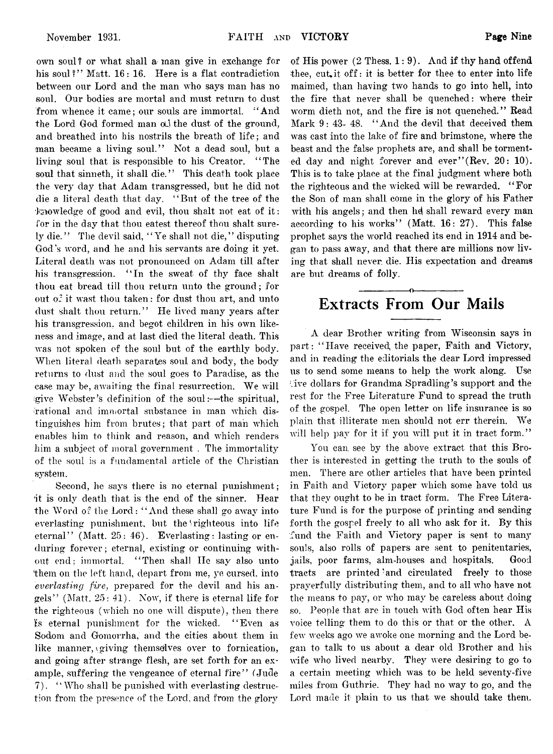own soul? or what shall a man give in exchange for his soul?" Matt. 16: 16. Here is a flat contradiction between our Lord and the man who says man has no soul. Our bodies are mortal and must return to dust from whence it came; our souls are immortal. "And the Lord God formed man of the dust of the ground, and breathed into his nostrils the breath of life; and man became a living soul." Not a dead soul, but a living soul that is responsible to his Creator. "The soul that sinneth, it shall die." This death took place the very day that Adam transgressed, but he did not die a literal death that day. "But of the tree of the knowledge of good and evil, thou shalt not eat of it: for in the day that thou eatest thereof thou shalt surely die." The devil said, "Ye shall not die," disputing God's word, and he and his servants are doing it yet. Literal death was not pronounced on Adam till after his transgression. "In the sweat of thy face shalt thou eat bread till thou return unto the ground; for out of it wast thou taken: for dust thou art, and unto dust shalt thou return." He lived many years after his transgression, and begot children in his own likeness and image, and at last died the literal death. This was not spoken of the soul but of the earthly body. When literal death separates soul and body, the body returns to dust and the soul goes to Paradise, as the case may be, awaiting the final resurrection. We will give Webster's definition of the soul:—the spiritual, rational and immortal substance in man which distinguishes him from brutes; that part of man which enables him to think and reason, and which renders him a subject of moral government . The immortality of the soul is a fundamental article of the Christian system.

Second, he says there is no eternal punishment; it is only death that is the end of the sinner. Hear the Word of the Lord: "And these shall go away into everlasting punishment, but the righteous into life eternal" (Matt. 25: 46). Everlasting: lasting or enduring forever; eternal, existing or continuing without end; immortal. "Then shall He say also unto them on the left hand, depart from me, ye cursed, into *everlasting fire,* prepared for the devil and his angels" (Matt. 25: 41). Now, if there is eternal life for the righteous (which no one will dispute), then there is eternal punishment for the wicked. "Even as Sodom and Gomorrha, and the cities about them in like manner, giving themselves over to fornication, and going after strange flesh, are set forth for an example, suffering the vengeance of eternal fire" (Jude 7). "Who shall be punished with everlasting destruction from the presence of the Lord, and from the glory of His power (2 Thess. 1: 9). And if thy hand offend thee, cut it off: it is better for thee to enter into life maimed, than having two hands to go into hell, into the fire that never shall be quenched: where their worm dieth not, and the fire is not quenched." Read Mark 9: 43- 48. "And the devil that deceived them was cast into the lake of fire and brimstone, where the beast and the false prophets are, and shall be tormented day and night forever and ever"(Rev. 20: 10). This is to take place at the final judgment where both the righteous and the wicked will be rewarded. "For the Son of man shall come in the glory of his Father with his angels; and then he shall reward every man according to his works" (Matt. 16: 27). This false prophet says the world reached its end in 1914 and began to pass away, and that there are millions now living that shall never die. His expectation and dreams are but dreams of folly.

## Extracts From Our Mails

A dear Brother writing from Wisconsin says in part: "Have received the paper, Faith and Victory, and in reading the editorials the dear Lord impressed us to send some means to help the work along. Use five dollars for Grandma Spradling's support and the rest for the Free Literature Fund to spread the truth of the gospel. The open letter on life insurance is so plain that illiterate men should not err therein. We will help pay for it if you will put it in tract form."

You can see by the above extract that this Brother is interested in getting the truth to the souls of men. There are other articles that have been printed in Faith and Victory paper which some have told us that they ought to be in tract form. The Free Literature Fund is for the purpose of printing and sending forth the gospel freely to all who ask for it. By this fund the Faith and Victory paper is sent to many souls, also rolls of papers are sent to penitentaries, jails, poor farms, alm-houses and hospitals. Good tracts are printed and circulated freely to those prayerfully distributing them, and to all who have not the means to pay, or who may be careless about doing so. People that are in touch with God often hear His voice telling them to do this or that or the other. A few weeks ago we awoke one morning and the Lord began to talk to us about a dear old Brother and his wife who lived nearby. They were desiring to go to a certain meeting which was to be held seventy-five miles from Guthrie. They had no way to go, and the Lord made it plain to us that we should take them.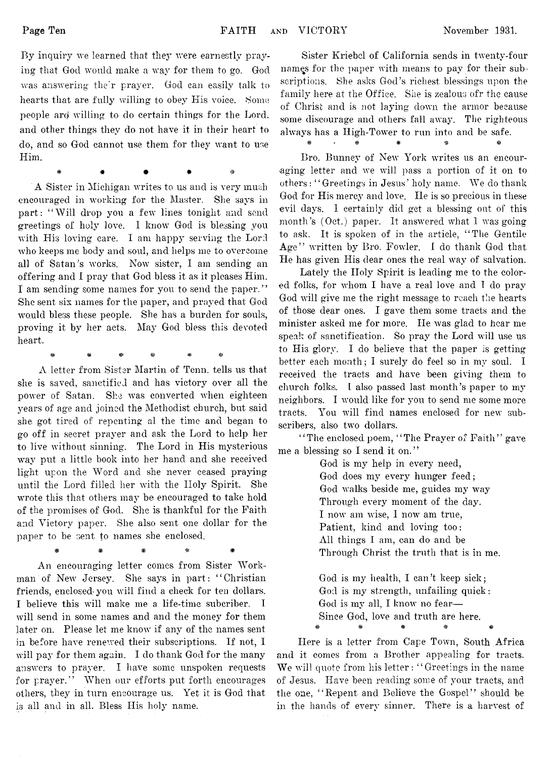By inquiry we learned that they were earnestly praying that God would make a way for them to go. God was answering the'r prayer. God can easily talk to hearts that are fully willing to obey His voice. Some people ard willing to do certain things for the Lord. and other things they do not have it in their heart to do, and so God cannot use them for they want to use Him.

\* \* \* \* \*

A Sister in Michigan writes to us and is very much encouraged in working for the Master. She says in part: "Will drop you a few lines tonight and send greetings of holy love. I know God is blessing you with His loving care. I am happy serving the Lord who keeps me body and soul, and helps me to overcome all of Satan's works. Now sister, I am sending an offering and I pray that God bless it as it pleases Him. I am sending some names for you to send the paper." She sent six names for the paper, and prayed that God would bless these people. She has a burden for souls, proving it by her acts. May God bless this devoted heart.

\* \* \* \* \* \*

A letter from Sister Martin of Tenn. tells us that she is saved, sanctified and has victory over all the power of Satan. She was converted when eighteen years of age and joined the Methodist church, but said she got tired of repenting al the time and began to go off in secret prayer and ask the Lord to help her to live without sinning. The Lord in His mysterious way put a little book into her hand and she received light upon the Word and she never ceased praying until the Lord filled her with the Holy Spirit. She wrote this that others may be encouraged to take hold of the promises of God. She is thankful for the Faith and Victory paper. She also sent one dollar for the paper to be sent to names she enclosed.

\* \* \* \* \*

An encouraging letter comes from Sister Workman of New Jersey. She says in part: "Christian friends, enclosed you will find a check for ten dollars. I believe this will make me a life-time subcriber. I will send in some names and and the money for them later on. Please let me know if any of the names sent in before have renewed their subscriptions. If not, I will pay for them again. I do thank God for the many answers to prayer. I have some unspoken requests for prayer." When our efforts put forth encourages others, they in turn encourage us. Yet it is God that is all and in all. Bless His holy name.

Sister Kriebel of California sends in twenty-four names for the paper with means to pay for their subscriptions. She asks God's richest blessings upon the family here at the Office. She is zealous ofr the cause of Christ and is not laying down the armor because some discourage and others fall away. The righteous always has a High-Tower to run into and be safe.

\* \* \* \* \*

Bro. Bunney of New York writes us an encouraging letter and we will pass a portion of it on to others: "Greetings in Jesus' holy name. We do thank God for His mercy and love. He is so precious in these evil days. I certainly did get a blessing out of this month's (Oct.) paper. It answered what I was going to ask. It is spoken of in the article, "The Gentile Age" written by Bro. Fowler. I do thank God that He has given His dear ones the real way of salvation.

Lately the Holy Spirit is leading me to the colored folks, for whom I have a real love and I do pray God will give me the right message to reach the hearts of those dear ones. I gave them some tracts and the minister asked me for more. He was glad to hear me speak of sanctification. So pray the Lord will use us to His glory. I do believe that the paper is getting better each month; I surely do feel so in my soul. I received the tracts and have been giving them to church folks. I also passed last month's paper to my neighbors. I would like for you to send me some more tracts. You will find names enclosed for new subscribers, also two dollars.

"The enclosed poem, "The Prayer of Faith" gave me a blessing so I send it on."

> God is my help in every need,
> God does my every hunger feed;
> God walks beside me, guides my way
> Through every moment of the day.
> I now am wise, I now am true,
> Patient, kind and loving too:
> All things I am, can do and be
> Through Christ the truth that is in me.
>
> God is my health, I can't keep sick;
> God is my strength, unfailing quick:
> God is my all, I know no fear—
> Since God, love and truth are here.

\* \* \* \* \*

Here is a letter from Cape Town, South Africa and it comes from a Brother appealing for tracts. We will quote from his letter: "Greetings in the name of Jesus. Have been reading some of your tracts, and the one, "Repent and Believe the Gospel" should be in the hands of every sinner. There is a harvest of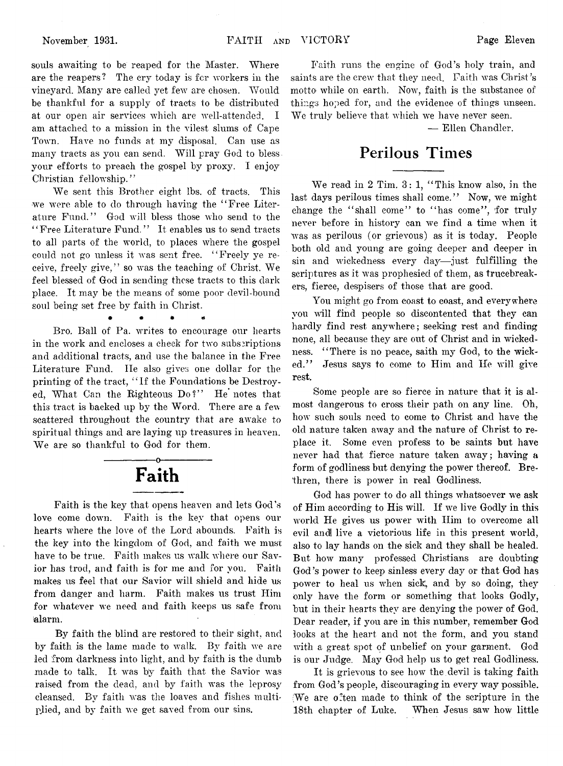souls awaiting to be reaped for the Master. Where are the reapers? The cry today is for workers in the vineyard. Many are called yet few are chosen. Would be thankful for a supply of tracts to be distributed at our open air services which are well-attended. I am attached to a mission in the vilest slums of Cape Town. Have no funds at my disposal. Can use as many tracts as you can send. Will pray God to bless your efforts to preach the gospel by proxy. I enjoy Christian fellowship."

We sent this Brother eight lbs. of tracts. This we were able to do through having the "Free Literature Fund." God will bless those who send to the "Free Literature Fund." It enables us to send tracts to all parts of the world, to places where the gospel could not go unless it was sent free. "Freely ye receive, freely give," so was the teaching of Christ. We feel blessed of God in sending these tracts to this dark place. It may be the means of some poor devil-bound soul being set free by faith in Christ.

\* \* \* \*

Bro. Ball of Pa. writes to encourage our hearts in the work and encloses a check for two subscriptions and additional tracts, and use the balance in the Free Literature Fund. He also gives one dollar for the printing of the tract, "If the Foundations be Destroyed, What Can the Righteous Do?" He notes that this tract is backed up by the Word. There are a few scattered throughout the country that are awake to spiritual things and are laying up treasures in heaven. We are so thankful to God for them.

## Faith

Faith is the key that opens heaven and lets God's love come down. Faith is the key that opens our hearts where the love of the Lord abounds. Faith is the key into the kingdom of God, and faith we must have to be true. Faith makes us walk where our Savior has trod, and faith is for me and for you. Faith makes us feel that our Savior will shield and hide us from danger and harm. Faith makes us trust Him for whatever we need and faith keeps us safe from alarm.

By faith the blind are restored to their sight, and by faith is the lame made to walk. By faith we are led from darkness into light, and by faith is the dumb made to talk. It was by faith that the Savior was raised from the dead, and by faith was the leprosy cleansed. By faith was the loaves and fishes multiplied, and by faith we get saved from our sins.

Faith runs the engine of God's holy train, and saints are the crew that they need. Faith was Christ's motto while on earth. Now, faith is the substance of things hoped for, and the evidence of things unseen. We truly believe that which we have never seen.

— Ellen Chandler.

## Perilous Times

We read in 2 Tim. 3: 1, "This know also, in the last days perilous times shall come." Now, we might change the "shall come" to "has come", for truly never before in history can we find a time when it was as perilous (or grievous) as it is today. People both old and young are going deeper and deeper in sin and wickedness every day—just fulfilling the scriptures as it was prophesied of them, as trucebreakers, fierce, despisers of those that are good.

You might go from coast to coast, and everywhere you will find people so discontented that they can hardly find rest anywhere; seeking rest and finding none, all because they are out of Christ and in wickedness. "There is no peace, saith my God, to the wicked." Jesus says to come to Him and He will give rest.

Some people are so fierce in nature that it is almost dangerous to cross their path on any line. Oh, how such souls need to come to Christ and have the old nature taken away and the nature of Christ to replace it. Some even profess to be saints but have never had that fierce nature taken away; having a form of godliness but denying the power thereof. Brethren, there is power in real Godliness.

God has power to do all things whatsoever we ask of Him according to His will. If we live Godly in this world He gives us power with Him to overcome all evil and live a victorious life in this present world, also to lay hands on the sick and they shall be healed. But how many professed Christians are doubting God's power to keep sinless every day or that God has power to heal us when sick, and by so doing, they only have the form or something that looks Godly, but in their hearts they are denying the power of God. Dear reader, if you are in this number, remember God looks at the heart and not the form, and you stand with a great spot of unbelief on your garment. God is our Judge. May God help us to get real Godliness.

It is grievous to see how the devil is taking faith from God's people, discouraging in every way possible. We are often made to think of the scripture in the 18th chapter of Luke. When Jesus saw how little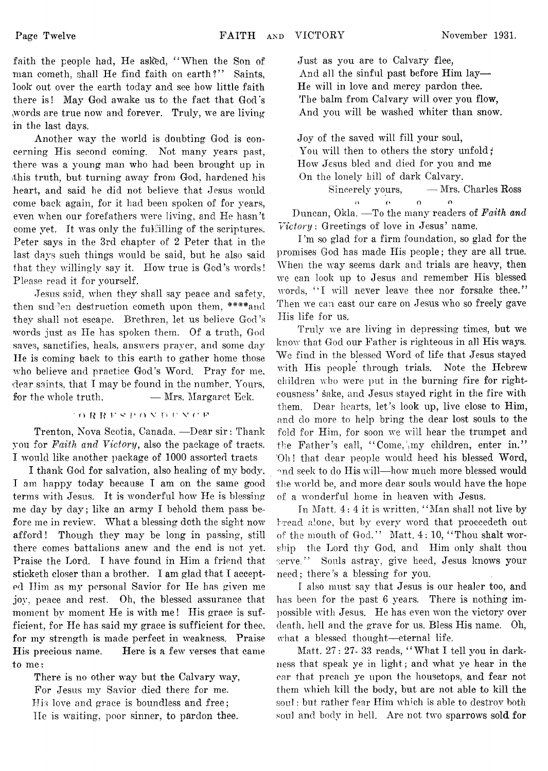faith the people had, He asked, "When the Son of man cometh, shall He find faith on earth?" Saints, look out over the earth today and see how little faith there is! May God awake us to the fact that God's words are true now and forever. Truly, we are living in the last days.

Another way the world is doubting God is concerning His second coming. Not many years past, there was a young man who had been brought up in this truth, but turning away from God, hardened his heart, and said he did not believe that Jesus would come back again, for it had been spoken of for years, even when our forefathers were living, and He hasn't come yet. It was only the fulfilling of the scriptures. Peter says in the 3rd chapter of 2 Peter that in the last days such things would be said, but he also said that they willingly say it. How true is God's words! Please read it for yourself.

Jesus said, when they shall say peace and safety, then sudden destruction cometh upon them, ****and they shall not escape. Brethren, let us believe God's words just as He has spoken them. Of a truth, God saves, sanctifies, heals, answers prayer, and some day He is coming back to this earth to gather home those who believe and practice God's Word. Pray for me, dear saints, that I may be found in the number. Yours, for the whole truth. — Mrs. Margaret Eck.

## CORRESPONDENCE

Trenton, Nova Scotia, Canada. —Dear sir: Thank you for *Faith and Victory*, also the package of tracts. I would like another package of 1000 assorted tracts.

I thank God for salvation, also healing of my body. I am happy today because I am on the same good terms with Jesus. It is wonderful how He is blessing me day by day; like an army I behold them pass before me in review. What a blessing doth the sight now afford! Though they may be long in passing, still there comes battalions anew and the end is not yet. Praise the Lord. I have found in Him a friend that sticketh closer than a brother. I am glad that I accepted Him as my personal Savior for He has given me joy, peace and rest. Oh, the blessed assurance that moment by moment He is with me! His grace is sufficient, for He has said my grace is sufficient for thee, for my strength is made perfect in weakness. Praise His precious name. Here is a few verses that came to me:

There is no other way but the Calvary way,
For Jesus my Savior died there for me.
His love and grace is boundless and free;
He is waiting, poor sinner, to pardon thee.

Just as you are to Calvary flee,
And all the sinful past before Him lay—
He will in love and mercy pardon thee.
The balm from Calvary will over you flow,
And you will be washed whiter than snow.

Joy of the saved will fill your soul,
You will then to others the story unfold;
How Jesus bled and died for you and me
On the lonely hill of dark Calvary.

Sincerely yours, — Mrs. Charles Ross

Duncan, Okla. —To the many readers of *Faith and Victory*: Greetings of love in Jesus' name.

I'm so glad for a firm foundation, so glad for the promises God has made His people; they are all true. When the way seems dark and trials are heavy, then we can look up to Jesus and remember His blessed words, "I will never leave thee nor forsake thee." Then we can cast our care on Jesus who so freely gave His life for us.

Truly we are living in depressing times, but we know that God our Father is righteous in all His ways. We find in the blessed Word of life that Jesus stayed with His people through trials. Note the Hebrew children who were put in the burning fire for righteousness' sake, and Jesus stayed right in the fire with them. Dear hearts, let's look up, live close to Him, and do more to help bring the dear lost souls to the fold for Him, for soon we will hear the trumpet and the Father's call, "Come, my children, enter in." Oh! that dear people would heed his blessed Word, and seek to do His will—how much more blessed would the world be, and more dear souls would have the hope of a wonderful home in heaven with Jesus.

In Matt. 4: 4 it is written, "Man shall not live by bread alone, but by every word that proceedeth out of the mouth of God." Matt. 4: 10, "Thou shalt worship the Lord thy God, and Him only shalt thou serve." Souls astray, give heed, Jesus knows your need; there's a blessing for you.

I also must say that Jesus is our healer too, and has been for the past 6 years. There is nothing impossible with Jesus. He has even won the victory over death, hell and the grave for us. Bless His name. Oh, what a blessed thought—eternal life.

Matt. 27: 27- 33 reads, "What I tell you in darkness that speak ye in light; and what ye hear in the ear that preach ye upon the housetops, and fear not them which kill the body, but are not able to kill the soul: but rather fear Him which is able to destroy both soul and body in hell. Are not two sparrows sold for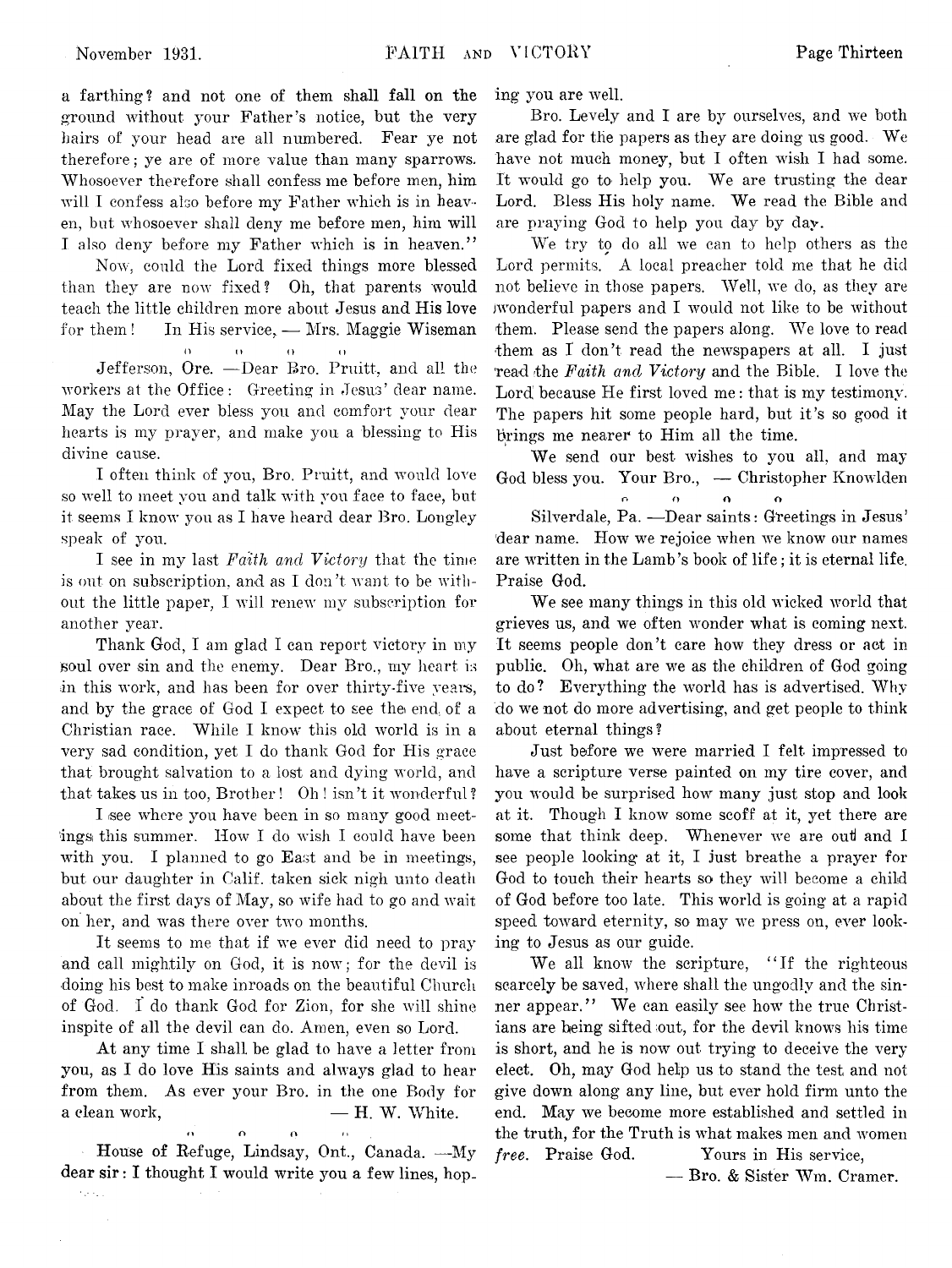a farthing? and not one of them shall fall on the ground without your Father's notice, but the very hairs of your head are all numbered. Fear ye not therefore; ye are of more value than many sparrows. Whosoever therefore shall confess me before men, him will I confess also before my Father which is in heaven, but whosoever shall deny me before men, him will I also deny before my Father which is in heaven."

Now, could the Lord fixed things more blessed than they are now fixed? Oh, that parents would teach the little children more about Jesus and His love for them! In His service, — Mrs. Maggie Wiseman

Jefferson, Ore. —Dear Bro. Pruitt, and all the workers at the Office: Greeting in Jesus' dear name. May the Lord ever bless you and comfort your dear hearts is my prayer, and make you a blessing to His divine cause.

I often think of you, Bro. Pruitt, and would love so well to meet you and talk with you face to face, but it seems I know you as I have heard dear Bro. Longley speak of you.

I see in my last *Faith and Victory* that the time is out on subscription, and as I don't want to be without the little paper, I will renew my subscription for another year.

Thank God, I am glad I can report victory in my soul over sin and the enemy. Dear Bro., my heart is in this work, and has been for over thirty-five years, and by the grace of God I expect to see the end of a Christian race. While I know this old world is in a very sad condition, yet I do thank God for His grace that brought salvation to a lost and dying world, and that takes us in too, Brother! Oh! isn't it wonderful?

I see where you have been in so many good meetings this summer. How I do wish I could have been with you. I planned to go East and be in meetings, but our daughter in Calif. taken sick nigh unto death about the first days of May, so wife had to go and wait on her, and was there over two months.

It seems to me that if we ever did need to pray and call mightily on God, it is now; for the devil is doing his best to make inroads on the beautiful Church of God. I do thank God for Zion, for she will shine inspite of all the devil can do. Amen, even so Lord.

At any time I shall be glad to have a letter from you, as I do love His saints and always glad to hear from them. As ever your Bro. in the one Body for a clean work, — H. W. White.

House of Refuge, Lindsay, Ont., Canada. —My dear sir: I thought I would write you a few lines, hoping you are well.

Bro. Levely and I are by ourselves, and we both are glad for the papers as they are doing us good. We have not much money, but I often wish I had some. It would go to help you. We are trusting the dear Lord. Bless His holy name. We read the Bible and are praying God to help you day by day.

We try to do all we can to help others as the Lord permits. A local preacher told me that he did not believe in those papers. Well, we do, as they are wonderful papers and I would not like to be without them. Please send the papers along. We love to read them as I don't read the newspapers at all. I just read the *Faith and Victory* and the Bible. I love the Lord because He first loved me: that is my testimony. The papers hit some people hard, but it's so good it brings me nearer to Him all the time.

We send our best wishes to you all, and may God bless you. Your Bro., — Christopher Knowlden

Silverdale, Pa. —Dear saints: Greetings in Jesus' dear name. How we rejoice when we know our names are written in the Lamb's book of life; it is eternal life. Praise God.

We see many things in this old wicked world that grieves us, and we often wonder what is coming next. It seems people don't care how they dress or act in public. Oh, what are we as the children of God going to do? Everything the world has is advertised. Why do we not do more advertising, and get people to think about eternal things?

Just before we were married I felt impressed to have a scripture verse painted on my tire cover, and you would be surprised how many just stop and look at it. Though I know some scoff at it, yet there are some that think deep. Whenever we are out and I see people looking at it, I just breathe a prayer for God to touch their hearts so they will become a child of God before too late. This world is going at a rapid speed toward eternity, so may we press on, ever looking to Jesus as our guide.

We all know the scripture, "If the righteous scarcely be saved, where shall the ungodly and the sinner appear." We can easily see how the true Christians are being sifted out, for the devil knows his time is short, and he is now out trying to deceive the very elect. Oh, may God help us to stand the test and not give down along any line, but ever hold firm unto the end. May we become more established and settled in the truth, for the Truth is what makes men and women *free*. Praise God. Yours in His service,

— Bro. & Sister Wm. Cramer.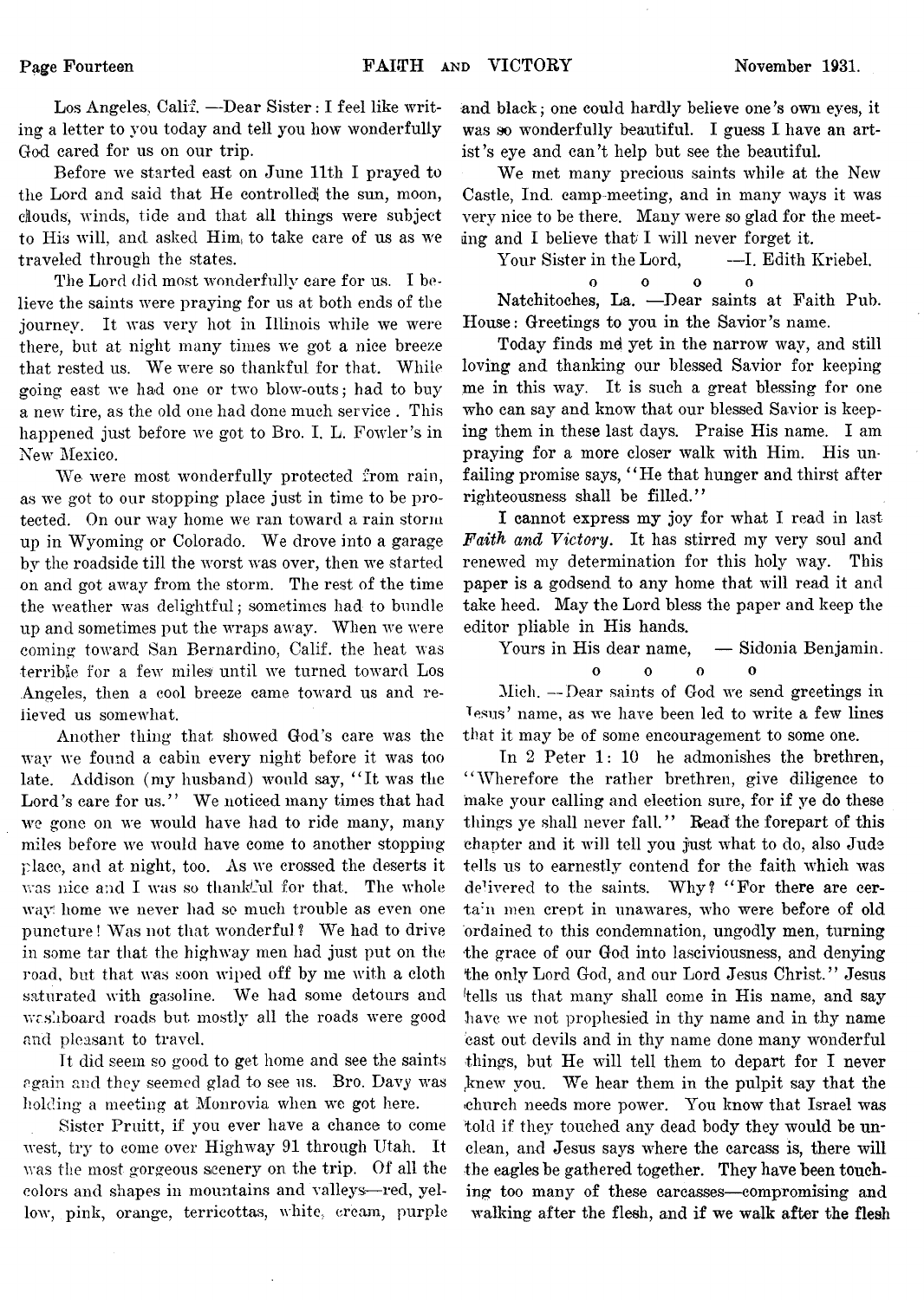Los Angeles, Calif. —Dear Sister: I feel like writing a letter to you today and tell you how wonderfully God cared for us on our trip.

Before we started east on June 11th I prayed to the Lord and said that He controlled the sun, moon, clouds, winds, tide and that all things were subject to His will, and asked Him to take care of us as we traveled through the states.

The Lord did most wonderfully care for us. I believe the saints were praying for us at both ends of the journey. It was very hot in Illinois while we were there, but at night many times we got a nice breeze that rested us. We were so thankful for that. While going east we had one or two blow-outs; had to buy a new tire, as the old one had done much service. This happened just before we got to Bro. I. L. Fowler's in New Mexico.

We were most wonderfully protected from rain, as we got to our stopping place just in time to be protected. On our way home we ran toward a rain storm up in Wyoming or Colorado. We drove into a garage by the roadside till the worst was over, then we started on and got away from the storm. The rest of the time the weather was delightful; sometimes had to bundle up and sometimes put the wraps away. When we were coming toward San Bernardino, Calif. the heat was terrible for a few miles until we turned toward Los Angeles, then a cool breeze came toward us and relieved us somewhat.

Another thing that showed God's care was the way we found a cabin every night before it was too late. Addison (my husband) would say, "It was the Lord's care for us." We noticed many times that had we gone on we would have had to ride many, many miles before we would have come to another stopping place, and at night, too. As we crossed the deserts it was nice and I was so thankful for that. The whole way home we never had so much trouble as even one puncture! Was not that wonderful? We had to drive in some tar that the highway men had just put on the road, but that was soon wiped off by me with a cloth saturated with gasoline. We had some detours and washboard roads but mostly all the roads were good and pleasant to travel.

It did seem so good to get home and see the saints again and they seemed glad to see us. Bro. Davy was holding a meeting at Monrovia when we got here.

Sister Pruitt, if you ever have a chance to come west, try to come over Highway 91 through Utah. It was the most gorgeous scenery on the trip. Of all the colors and shapes in mountains and valleys—red, yellow, pink, orange, terricottas, white, cream, purple and black; one could hardly believe one's own eyes, it was so wonderfully beautiful. I guess I have an artist's eye and can't help but see the beautiful.

We met many precious saints while at the New Castle, Ind. camp-meeting, and in many ways it was very nice to be there. Many were so glad for the meeting and I believe that I will never forget it.

Your Sister in the Lord, —I. Edith Kriebel.

o o o o

Natchitoches, La. —Dear saints at Faith Pub. House: Greetings to you in the Savior's name.

Today finds me yet in the narrow way, and still loving and thanking our blessed Savior for keeping me in this way. It is such a great blessing for one who can say and know that our blessed Savior is keeping them in these last days. Praise His name. I am praying for a more closer walk with Him. His unfailing promise says, "He that hunger and thirst after righteousness shall be filled."

I cannot express my joy for what I read in last *Faith and Victory*. It has stirred my very soul and renewed my determination for this holy way. This paper is a godsend to any home that will read it and take heed. May the Lord bless the paper and keep the editor pliable in His hands.

Yours in His dear name, — Sidonia Benjamin.

o o o o

Mich. —Dear saints of God we send greetings in Jesus' name, as we have been led to write a few lines that it may be of some encouragement to some one.

In 2 Peter 1: 10 he admonishes the brethren, "Wherefore the rather brethren, give diligence to make your calling and election sure, for if ye do these things ye shall never fall." Read the forepart of this chapter and it will tell you just what to do, also Jude tells us to earnestly contend for the faith which was delivered to the saints. Why? "For there are certain men crept in unawares, who were before of old ordained to this condemnation, ungodly men, turning the grace of our God into lasciviousness, and denying the only Lord God, and our Lord Jesus Christ." Jesus tells us that many shall come in His name, and say have we not prophesied in thy name and in thy name cast out devils and in thy name done many wonderful things, but He will tell them to depart for I never knew you. We hear them in the pulpit say that the church needs more power. You know that Israel was told if they touched any dead body they would be unclean, and Jesus says where the carcass is, there will the eagles be gathered together. They have been touching too many of these carcasses—compromising and walking after the flesh, and if we walk after the flesh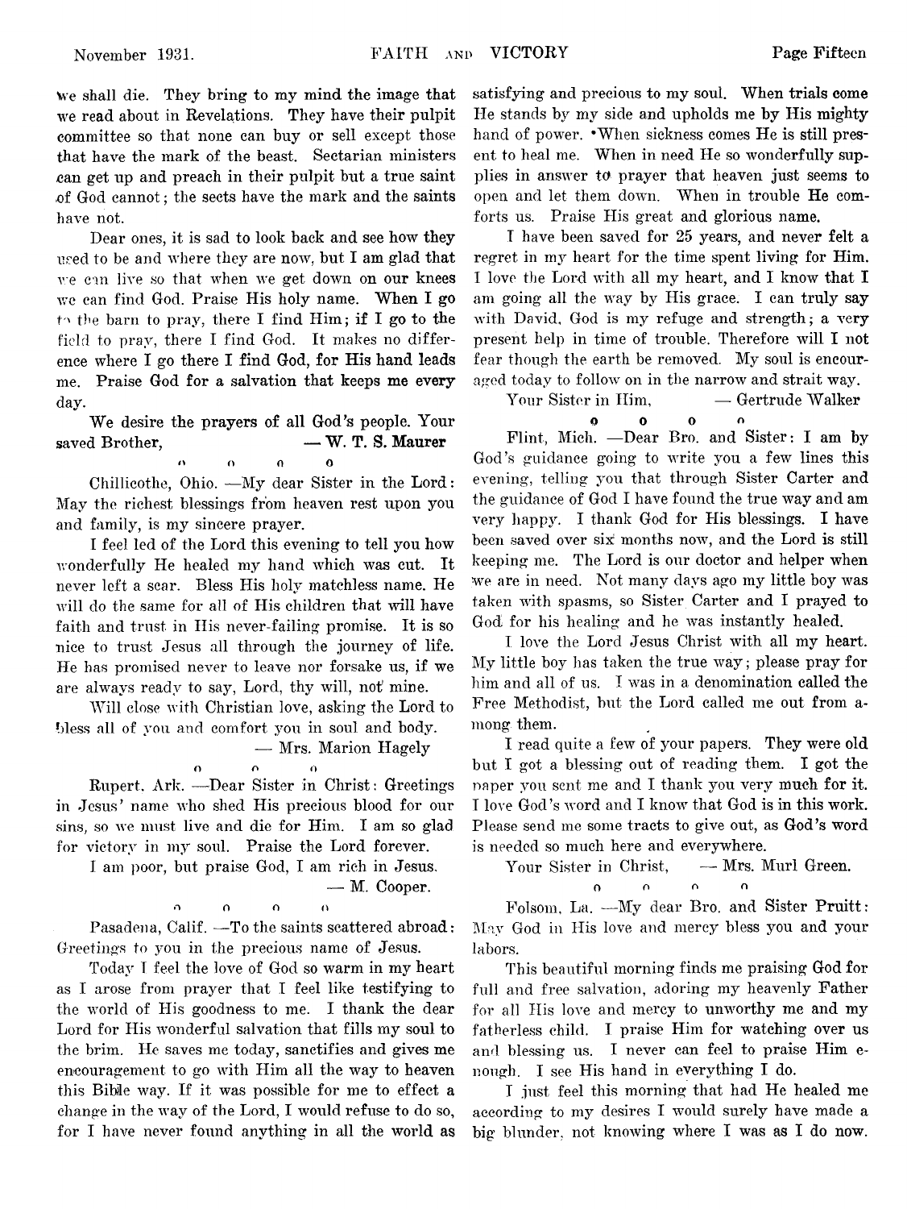we shall die. They bring to my mind the image that we read about in Revelations. They have their pulpit committee so that none can buy or sell except those that have the mark of the beast. Sectarian ministers can get up and preach in their pulpit but a true saint of God cannot; the sects have the mark and the saints have not.

Dear ones, it is sad to look back and see how they used to be and where they are now, but I am glad that we can live so that when we get down on our knees we can find God. Praise His holy name. When I go to the barn to pray, there I find Him; if I go to the field to pray, there I find God. It makes no difference where I go there I find God, for His hand leads me. Praise God for a salvation that keeps me every day.

We desire the prayers of all God's people. Your saved Brother, — **W. T. S. Maurer**

o o o o

Chillicothe, Ohio. —My dear Sister in the Lord: May the richest blessings from heaven rest upon you and family, is my sincere prayer.

I feel led of the Lord this evening to tell you how wonderfully He healed my hand which was cut. It never left a scar. Bless His holy matchless name. He will do the same for all of His children that will have faith and trust in His never-failing promise. It is so nice to trust Jesus all through the journey of life. He has promised never to leave nor forsake us, if we are always ready to say, Lord, thy will, not mine.

Will close with Christian love, asking the Lord to bless all of you and comfort you in soul and body.

— Mrs. Marion Hagely

o o o

Rupert, Ark. —Dear Sister in Christ: Greetings in Jesus' name who shed His precious blood for our sins, so we must live and die for Him. I am so glad for victory in my soul. Praise the Lord forever.

I am poor, but praise God, I am rich in Jesus.

— M. Cooper.

o o o o

Pasadena, Calif. —To the saints scattered abroad: Greetings to you in the precious name of Jesus.

Today I feel the love of God so warm in my heart as I arose from prayer that I feel like testifying to the world of His goodness to me. I thank the dear Lord for His wonderful salvation that fills my soul to the brim. He saves me today, sanctifies and gives me encouragement to go with Him all the way to heaven this Bible way. If it was possible for me to effect a change in the way of the Lord, I would refuse to do so, for I have never found anything in all the world as satisfying and precious to my soul. When trials come He stands by my side and upholds me by His mighty hand of power. When sickness comes He is still present to heal me. When in need He so wonderfully supplies in answer to prayer that heaven just seems to open and let them down. When in trouble He comforts us. Praise His great and glorious name.

I have been saved for 25 years, and never felt a regret in my heart for the time spent living for Him. I love the Lord with all my heart, and I know that I am going all the way by His grace. I can truly say with David, God is my refuge and strength; a very present help in time of trouble. Therefore will I not fear though the earth be removed. My soul is encouraged today to follow on in the narrow and strait way.

Your Sister in Him, — Gertrude Walker

o o o o

Flint, Mich. —Dear Bro. and Sister: I am by God's guidance going to write you a few lines this evening, telling you that through Sister Carter and the guidance of God I have found the true way and am very happy. I thank God for His blessings. I have been saved over six months now, and the Lord is still keeping me. The Lord is our doctor and helper when we are in need. Not many days ago my little boy was taken with spasms, so Sister Carter and I prayed to God for his healing and he was instantly healed.

I love the Lord Jesus Christ with all my heart. My little boy has taken the true way; please pray for him and all of us. I was in a denomination called the Free Methodist, but the Lord called me out from among them.

I read quite a few of your papers. They were old but I got a blessing out of reading them. I got the paper you sent me and I thank you very much for it. I love God's word and I know that God is in this work. Please send me some tracts to give out, as God's word is needed so much here and everywhere.

Your Sister in Christ, — Mrs. Murl Green.

o o o o

Folsom, La. —My dear Bro. and Sister Pruitt: May God in His love and mercy bless you and your labors.

This beautiful morning finds me praising God for full and free salvation, adoring my heavenly Father for all His love and mercy to unworthy me and my fatherless child. I praise Him for watching over us and blessing us. I never can feel to praise Him enough. I see His hand in everything I do.

I just feel this morning that had He healed me according to my desires I would surely have made a big blunder, not knowing where I was as I do now.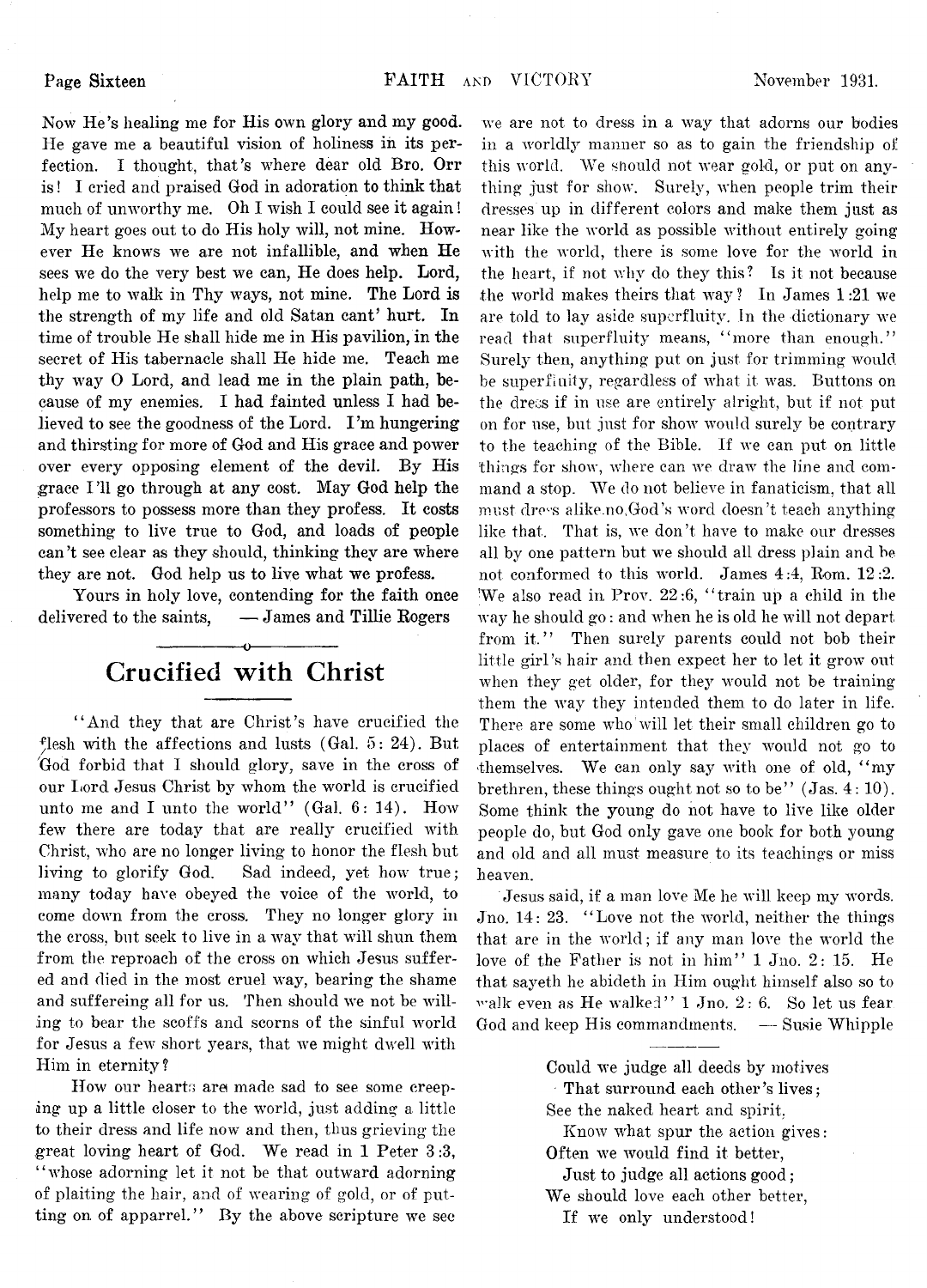Now He's healing me for His own glory and my good. He gave me a beautiful vision of holiness in its perfection. I thought, that's where dear old Bro. Orr is! I cried and praised God in adoration to think that much of unworthy me. Oh I wish I could see it again! My heart goes out to do His holy will, not mine. However He knows we are not infallible, and when He sees we do the very best we can, He does help. Lord, help me to walk in Thy ways, not mine. The Lord is the strength of my life and old Satan cant' hurt. In time of trouble He shall hide me in His pavilion, in the secret of His tabernacle shall He hide me. Teach me thy way O Lord, and lead me in the plain path, because of my enemies. I had fainted unless I had believed to see the goodness of the Lord. I'm hungering and thirsting for more of God and His grace and power over every opposing element of the devil. By His grace I'll go through at any cost. May God help the professors to possess more than they profess. It costs something to live true to God, and loads of people can't see clear as they should, thinking they are where they are not. God help us to live what we profess.

Yours in holy love, contending for the faith once delivered to the saints, — James and Tillie Rogers

## Crucified with Christ

"And they that are Christ's have crucified the flesh with the affections and lusts (Gal. 5: 24). But God forbid that I should glory, save in the cross of our Lord Jesus Christ by whom the world is crucified unto me and I unto the world" (Gal. 6: 14). How few there are today that are really crucified with Christ, who are no longer living to honor the flesh but living to glorify God. Sad indeed, yet how true; many today have obeyed the voice of the world, to come down from the cross. They no longer glory in the cross, but seek to live in a way that will shun them from the reproach of the cross on which Jesus suffered and died in the most cruel way, bearing the shame and suffereing all for us. Then should we not be willing to bear the scoffs and scorns of the sinful world for Jesus a few short years, that we might dwell with Him in eternity?

How our hearts are made sad to see some creeping up a little closer to the world, just adding a little to their dress and life now and then, thus grieving the great loving heart of God. We read in 1 Peter 3:3, "whose adorning let it not be that outward adorning of plaiting the hair, and of wearing of gold, or of putting on of apparrel." By the above scripture we see we are not to dress in a way that adorns our bodies in a worldly manner so as to gain the friendship of this world. We should not wear gold, or put on anything just for show. Surely, when people trim their dresses up in different colors and make them just as near like the world as possible without entirely going with the world, there is some love for the world in the heart, if not why do they this? Is it not because the world makes theirs that way? In James 1:21 we are told to lay aside superfluity. In the dictionary we read that superfluity means, "more than enough." Surely then, anything put on just for trimming would be superfluity, regardless of what it was. Buttons on the dress if in use are entirely alright, but if not put on for use, but just for show would surely be contrary to the teaching of the Bible. If we can put on little things for show, where can we draw the line and command a stop. We do not believe in fanaticism, that all must dress alike.no,God's word doesn't teach anything like that. That is, we don't have to make our dresses all by one pattern but we should all dress plain and be not conformed to this world. James 4:4, Rom. 12:2. We also read in Prov. 22:6, "train up a child in the way he should go: and when he is old he will not depart from it." Then surely parents could not bob their little girl's hair and then expect her to let it grow out when they get older, for they would not be training them the way they intended them to do later in life. There are some who will let their small children go to places of entertainment that they would not go to themselves. We can only say with one of old, "my brethren, these things ought not so to be" (Jas. 4: 10). Some think the young do not have to live like older people do, but God only gave one book for both young and old and all must measure to its teachings or miss heaven.

Jesus said, if a man love Me he will keep my words. Jno. 14: 23. "Love not the world, neither the things that are in the world; if any man love the world the love of the Father is not in him" 1 Jno. 2: 15. He that sayeth he abideth in Him ought himself also so to walk even as He walked" 1 Jno. 2: 6. So let us fear God and keep His commandments. — Susie Whipple

---

Could we judge all deeds by motives
That surround each other's lives;
See the naked heart and spirit,
Know what spur the action gives:
Often we would find it better,
Just to judge all actions good;
We should love each other better,
If we only understood!